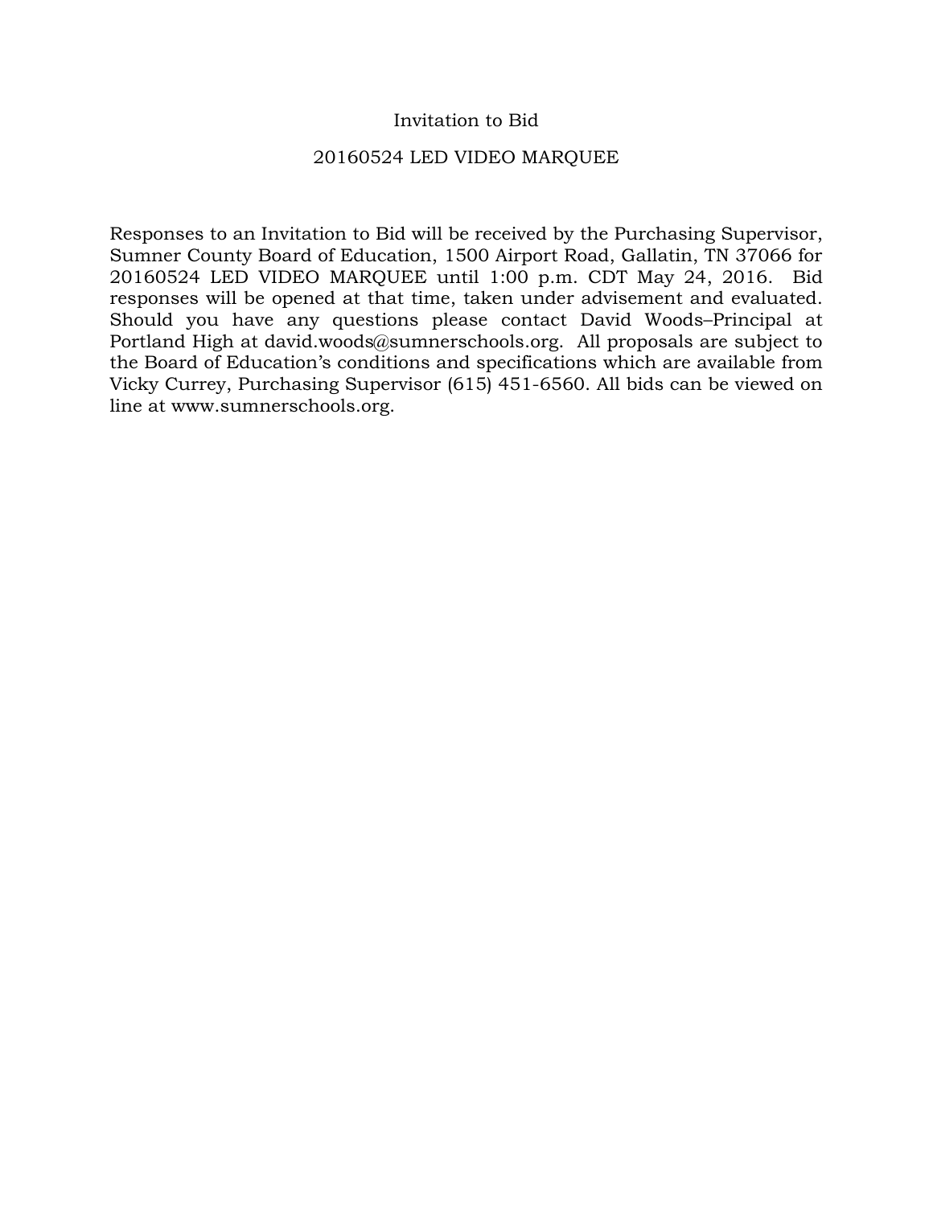# Invitation to Bid

## 20160524 LED VIDEO MARQUEE

Responses to an Invitation to Bid will be received by the Purchasing Supervisor, Sumner County Board of Education, 1500 Airport Road, Gallatin, TN 37066 for 20160524 LED VIDEO MARQUEE until 1:00 p.m. CDT May 24, 2016. Bid responses will be opened at that time, taken under advisement and evaluated. Should you have any questions please contact David Woods–Principal at Portland High at david.woods@sumnerschools.org. All proposals are subject to the Board of Education's conditions and specifications which are available from Vicky Currey, Purchasing Supervisor (615) 451-6560. All bids can be viewed on line at www.sumnerschools.org.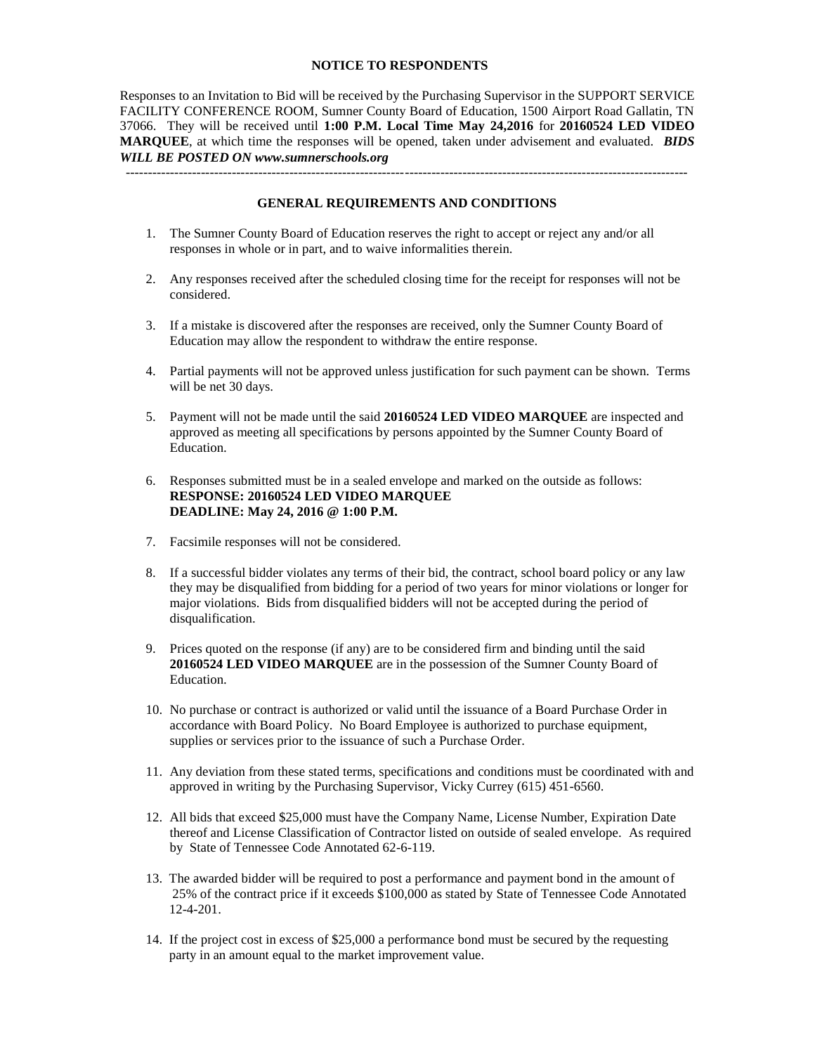## NOTICE TO RESPONDENTS

Responses to an Invitation to Bid will be received by the Purchasing Supervisor in the SUPPORT SERVICE FACILITY CONFERENCE ROOM, Sumner County Board of Education, 1500 Airport Road Gallatin, TN 37066. They will be received until **1:00 P.M. Local Time May 24,2016** for **20160524 LED VIDEO MARQUEE**, at which time the responses will be opened, taken under advisement and evaluated. ***BIDS WILL BE POSTED ON www.sumnerschools.org***

---

## GENERAL REQUIREMENTS AND CONDITIONS

1. The Sumner County Board of Education reserves the right to accept or reject any and/or all responses in whole or in part, and to waive informalities therein.

2. Any responses received after the scheduled closing time for the receipt for responses will not be considered.

3. If a mistake is discovered after the responses are received, only the Sumner County Board of Education may allow the respondent to withdraw the entire response.

4. Partial payments will not be approved unless justification for such payment can be shown. Terms will be net 30 days.

5. Payment will not be made until the said **20160524 LED VIDEO MARQUEE** are inspected and approved as meeting all specifications by persons appointed by the Sumner County Board of Education.

6. Responses submitted must be in a sealed envelope and marked on the outside as follows:
   **RESPONSE: 20160524 LED VIDEO MARQUEE**
   **DEADLINE: May 24, 2016 @ 1:00 P.M.**

7. Facsimile responses will not be considered.

8. If a successful bidder violates any terms of their bid, the contract, school board policy or any law they may be disqualified from bidding for a period of two years for minor violations or longer for major violations. Bids from disqualified bidders will not be accepted during the period of disqualification.

9. Prices quoted on the response (if any) are to be considered firm and binding until the said **20160524 LED VIDEO MARQUEE** are in the possession of the Sumner County Board of Education.

10. No purchase or contract is authorized or valid until the issuance of a Board Purchase Order in accordance with Board Policy. No Board Employee is authorized to purchase equipment, supplies or services prior to the issuance of such a Purchase Order.

11. Any deviation from these stated terms, specifications and conditions must be coordinated with and approved in writing by the Purchasing Supervisor, Vicky Currey (615) 451-6560.

12. All bids that exceed $25,000 must have the Company Name, License Number, Expiration Date thereof and License Classification of Contractor listed on outside of sealed envelope. As required by State of Tennessee Code Annotated 62-6-119.

13. The awarded bidder will be required to post a performance and payment bond in the amount of 25% of the contract price if it exceeds $100,000 as stated by State of Tennessee Code Annotated 12-4-201.

14. If the project cost in excess of $25,000 a performance bond must be secured by the requesting party in an amount equal to the market improvement value.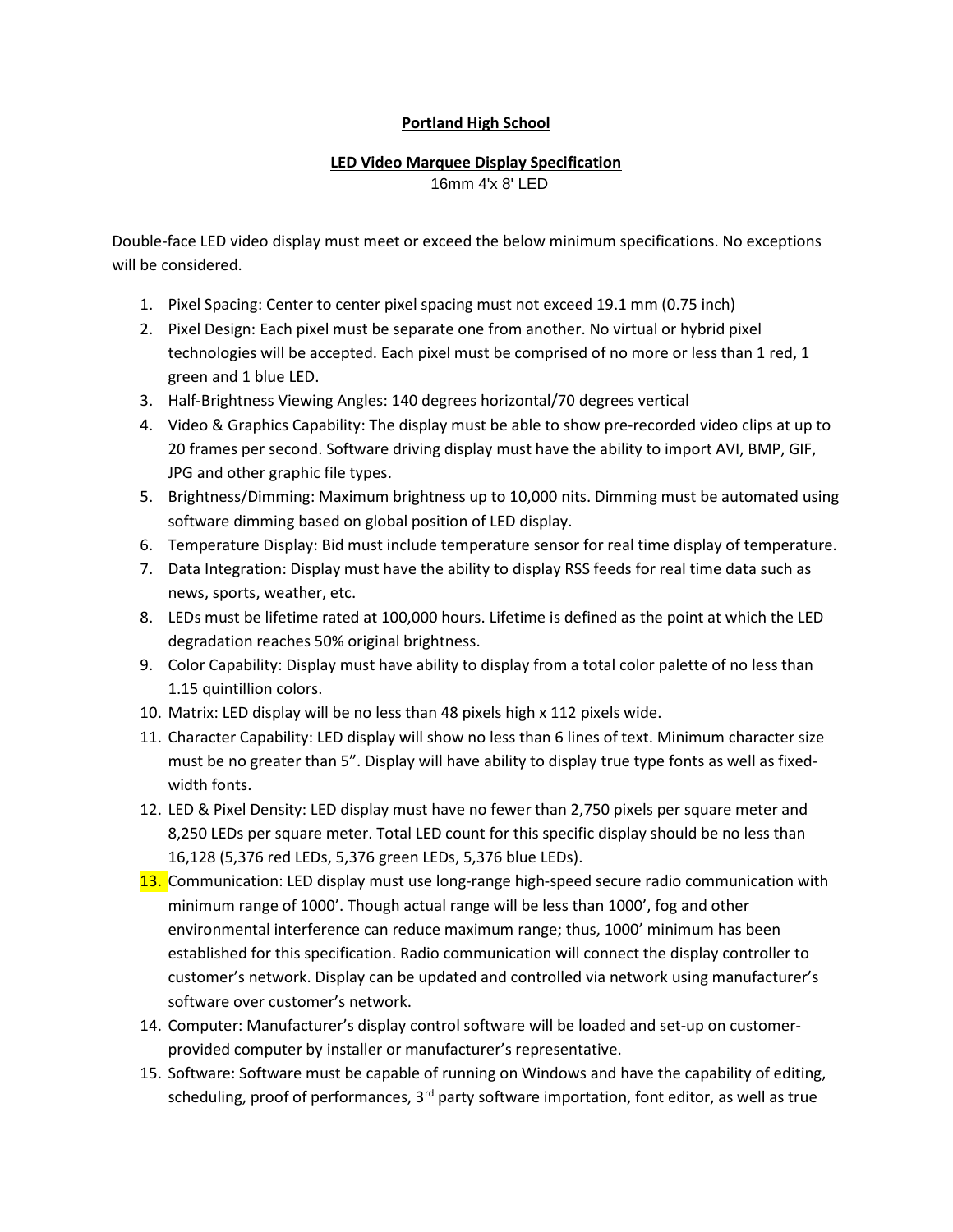**Portland High School**

**LED Video Marquee Display Specification**

16mm 4'x 8' LED

Double-face LED video display must meet or exceed the below minimum specifications. No exceptions will be considered.

1. Pixel Spacing: Center to center pixel spacing must not exceed 19.1 mm (0.75 inch)
2. Pixel Design: Each pixel must be separate one from another. No virtual or hybrid pixel technologies will be accepted. Each pixel must be comprised of no more or less than 1 red, 1 green and 1 blue LED.
3. Half-Brightness Viewing Angles: 140 degrees horizontal/70 degrees vertical
4. Video & Graphics Capability: The display must be able to show pre-recorded video clips at up to 20 frames per second. Software driving display must have the ability to import AVI, BMP, GIF, JPG and other graphic file types.
5. Brightness/Dimming: Maximum brightness up to 10,000 nits. Dimming must be automated using software dimming based on global position of LED display.
6. Temperature Display: Bid must include temperature sensor for real time display of temperature.
7. Data Integration: Display must have the ability to display RSS feeds for real time data such as news, sports, weather, etc.
8. LEDs must be lifetime rated at 100,000 hours. Lifetime is defined as the point at which the LED degradation reaches 50% original brightness.
9. Color Capability: Display must have ability to display from a total color palette of no less than 1.15 quintillion colors.
10. Matrix: LED display will be no less than 48 pixels high x 112 pixels wide.
11. Character Capability: LED display will show no less than 6 lines of text. Minimum character size must be no greater than 5". Display will have ability to display true type fonts as well as fixed-width fonts.
12. LED & Pixel Density: LED display must have no fewer than 2,750 pixels per square meter and 8,250 LEDs per square meter. Total LED count for this specific display should be no less than 16,128 (5,376 red LEDs, 5,376 green LEDs, 5,376 blue LEDs).
13. Communication: LED display must use long-range high-speed secure radio communication with minimum range of 1000'. Though actual range will be less than 1000', fog and other environmental interference can reduce maximum range; thus, 1000' minimum has been established for this specification. Radio communication will connect the display controller to customer's network. Display can be updated and controlled via network using manufacturer's software over customer's network.
14. Computer: Manufacturer's display control software will be loaded and set-up on customer-provided computer by installer or manufacturer's representative.
15. Software: Software must be capable of running on Windows and have the capability of editing, scheduling, proof of performances, 3rd party software importation, font editor, as well as true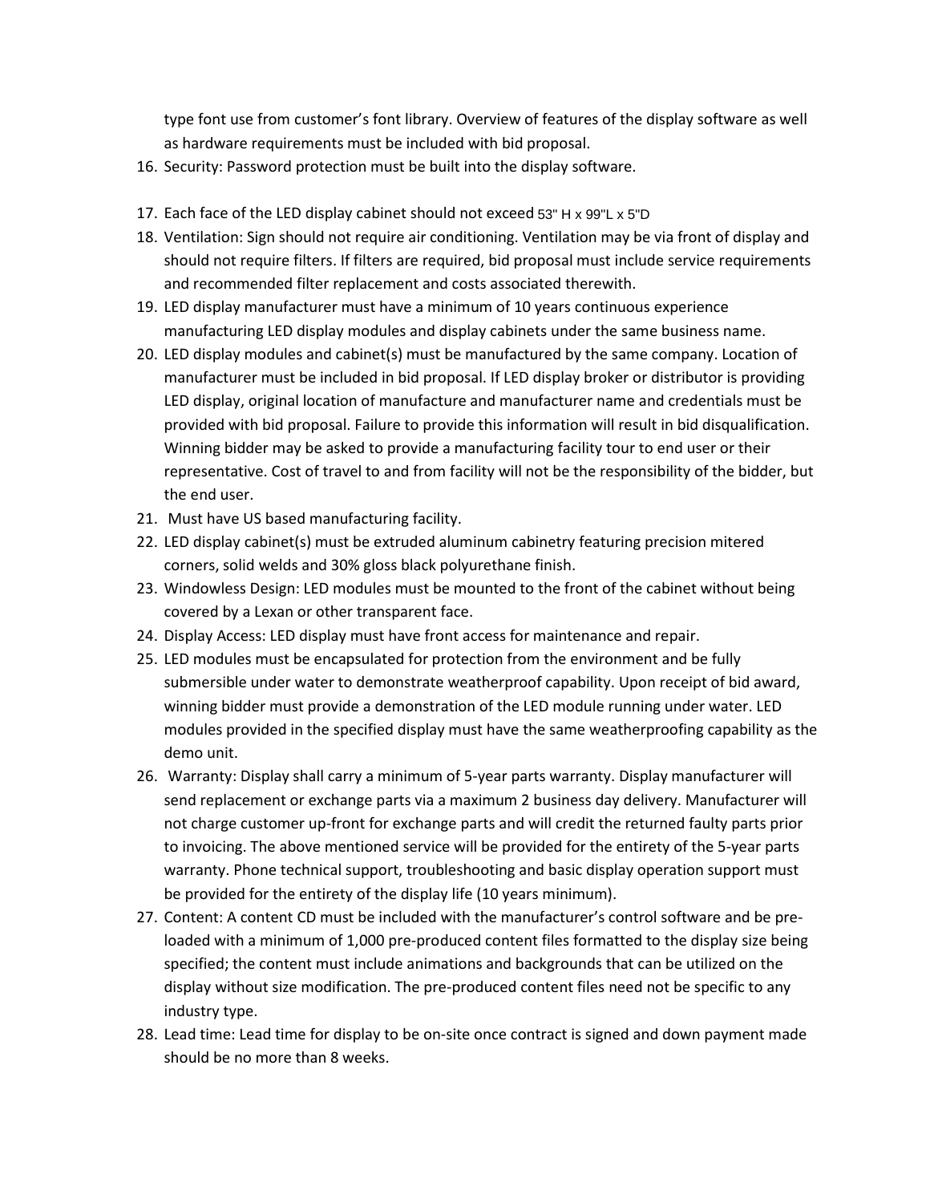type font use from customer's font library. Overview of features of the display software as well as hardware requirements must be included with bid proposal.

16. Security: Password protection must be built into the display software.
17. Each face of the LED display cabinet should not exceed 53" H x 99"L x 5"D
18. Ventilation: Sign should not require air conditioning. Ventilation may be via front of display and should not require filters. If filters are required, bid proposal must include service requirements and recommended filter replacement and costs associated therewith.
19. LED display manufacturer must have a minimum of 10 years continuous experience manufacturing LED display modules and display cabinets under the same business name.
20. LED display modules and cabinet(s) must be manufactured by the same company. Location of manufacturer must be included in bid proposal. If LED display broker or distributor is providing LED display, original location of manufacture and manufacturer name and credentials must be provided with bid proposal. Failure to provide this information will result in bid disqualification. Winning bidder may be asked to provide a manufacturing facility tour to end user or their representative. Cost of travel to and from facility will not be the responsibility of the bidder, but the end user.
21. Must have US based manufacturing facility.
22. LED display cabinet(s) must be extruded aluminum cabinetry featuring precision mitered corners, solid welds and 30% gloss black polyurethane finish.
23. Windowless Design: LED modules must be mounted to the front of the cabinet without being covered by a Lexan or other transparent face.
24. Display Access: LED display must have front access for maintenance and repair.
25. LED modules must be encapsulated for protection from the environment and be fully submersible under water to demonstrate weatherproof capability. Upon receipt of bid award, winning bidder must provide a demonstration of the LED module running under water. LED modules provided in the specified display must have the same weatherproofing capability as the demo unit.
26. Warranty: Display shall carry a minimum of 5-year parts warranty. Display manufacturer will send replacement or exchange parts via a maximum 2 business day delivery. Manufacturer will not charge customer up-front for exchange parts and will credit the returned faulty parts prior to invoicing. The above mentioned service will be provided for the entirety of the 5-year parts warranty. Phone technical support, troubleshooting and basic display operation support must be provided for the entirety of the display life (10 years minimum).
27. Content: A content CD must be included with the manufacturer's control software and be pre-loaded with a minimum of 1,000 pre-produced content files formatted to the display size being specified; the content must include animations and backgrounds that can be utilized on the display without size modification. The pre-produced content files need not be specific to any industry type.
28. Lead time: Lead time for display to be on-site once contract is signed and down payment made should be no more than 8 weeks.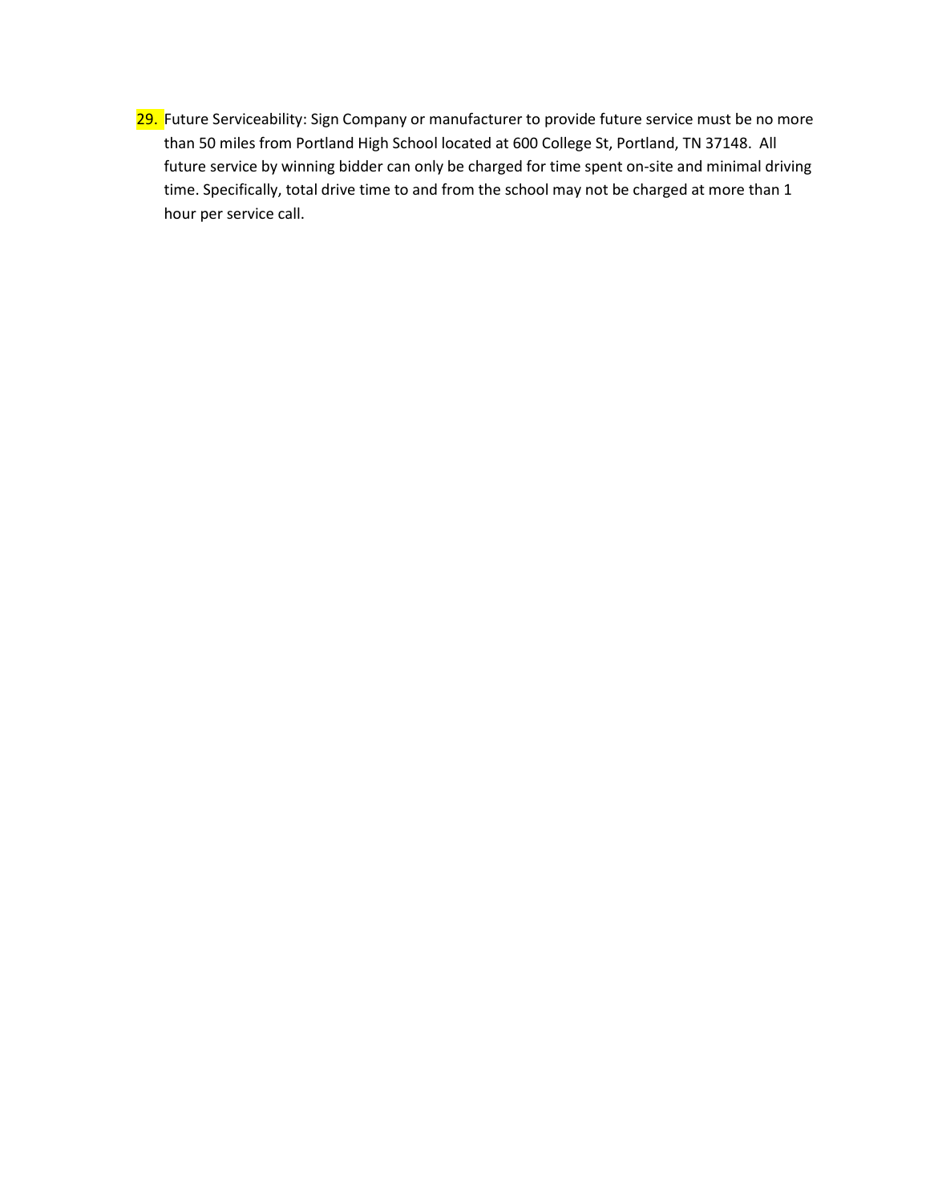29. Future Serviceability: Sign Company or manufacturer to provide future service must be no more than 50 miles from Portland High School located at 600 College St, Portland, TN 37148. All future service by winning bidder can only be charged for time spent on-site and minimal driving time. Specifically, total drive time to and from the school may not be charged at more than 1 hour per service call.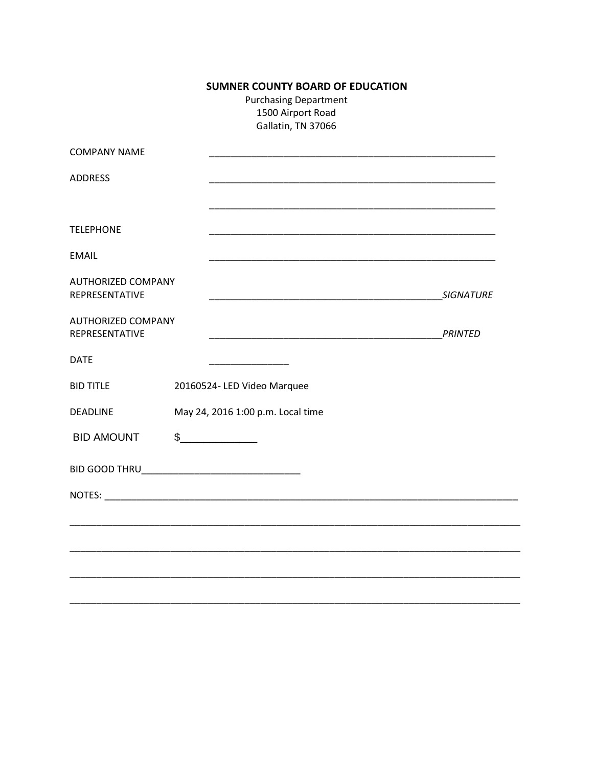**SUMNER COUNTY BOARD OF EDUCATION**

Purchasing Department
1500 Airport Road
Gallatin, TN 37066

COMPANY NAME ________________________________________________________

ADDRESS ________________________________________________________

________________________________________________________

TELEPHONE ________________________________________________________

EMAIL ________________________________________________________

AUTHORIZED COMPANY REPRESENTATIVE ______________________________________________*SIGNATURE*

AUTHORIZED COMPANY REPRESENTATIVE ______________________________________________*PRINTED*

DATE _______________

BID TITLE 20160524- LED Video Marquee

DEADLINE May 24, 2016 1:00 p.m. Local time

BID AMOUNT $_____________

BID GOOD THRU______________________________

NOTES: ________________________________________________________________________________

________________________________________________________________________________________

________________________________________________________________________________________

________________________________________________________________________________________

________________________________________________________________________________________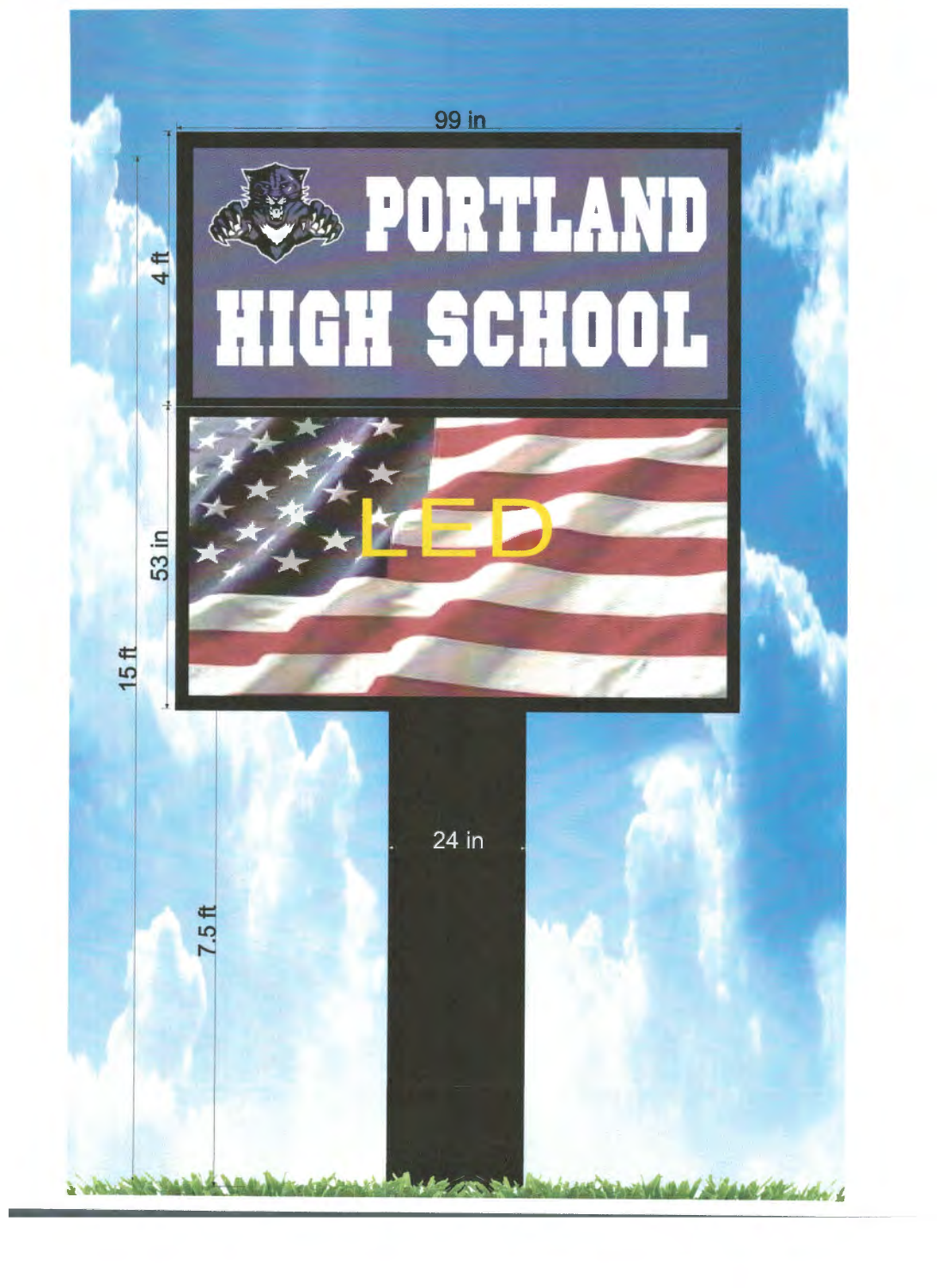99 in

4 ft

PORTLAND

HIGH SCHOOL

53 in

LED

15 ft

24 in

7.5 ft